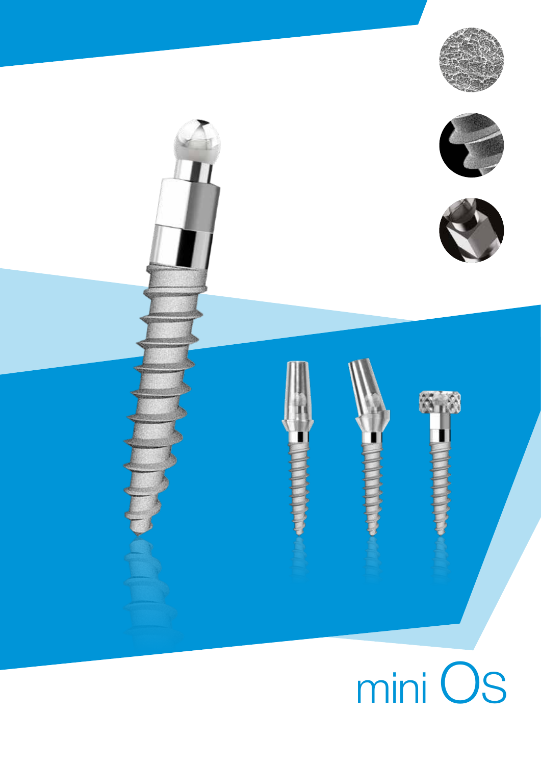# mini Os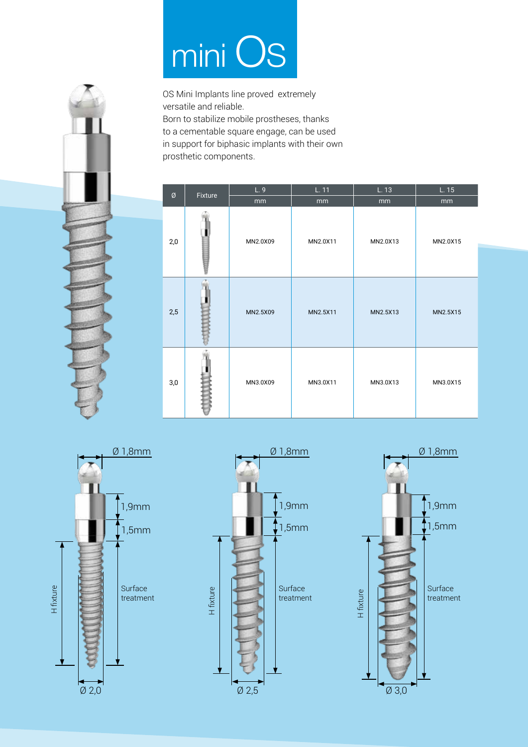# mini Os

OS Mini Implants line proved extremely versatile and reliable.
Born to stabilize mobile prostheses, thanks to a cementable square engage, can be used in support for biphasic implants with their own prosthetic components.

| Ø | Fixture | L. 9 | L. 11 | L. 13 | L. 15 |
|---|---|---|---|---|---|
| | | mm | mm | mm | mm |
| 2,0 | | MN2.0X09 | MN2.0X11 | MN2.0X13 | MN2.0X15 |
| 2,5 | | MN2.5X09 | MN2.5X11 | MN2.5X13 | MN2.5X15 |
| 3,0 | | MN3.0X09 | MN3.0X11 | MN3.0X13 | MN3.0X15 |

Ø 1,8mm
1,9mm
1,5mm
H fixture
Surface treatment
Ø 2,0

Ø 1,8mm
1,9mm
1,5mm
H fixture
Surface treatment
Ø 2,5

Ø 1,8mm
1,9mm
1,5mm
H fixture
Surface treatment
Ø 3,0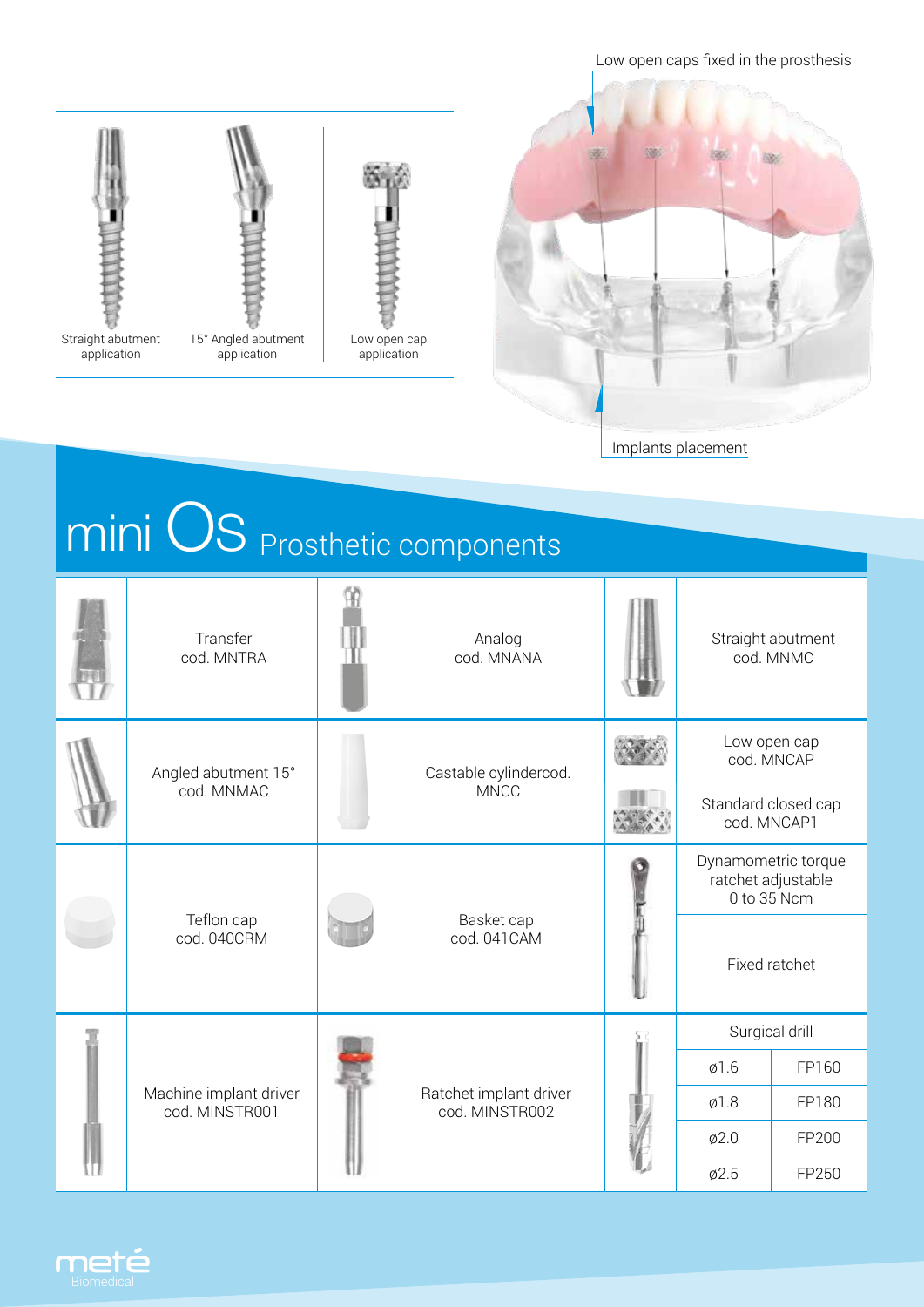Low open caps fixed in the prosthesis

Straight abutment application

15° Angled abutment application

Low open cap application

Implants placement

# mini Os Prosthetic components

| | | | | | |
|---|---|---|---|---|---|
| | Transfer cod. MNTRA | | Analog cod. MNANA | | Straight abutment cod. MNMC |
| | Angled abutment 15° cod. MNMAC | | Castable cylindercod. MNCC | | Low open cap cod. MNCAP |
| | | | | | Standard closed cap cod. MNCAP1 |
| | Teflon cap cod. 040CRM | | Basket cap cod. 041CAM | | Dynamometric torque ratchet adjustable 0 to 35 Ncm |
| | | | | | Fixed ratchet |
| | Machine implant driver cod. MINSTR001 | | Ratchet implant driver cod. MINSTR002 | | Surgical drill |

| Surgical drill | |
|---|---|
| ø1.6 | FP160 |
| ø1.8 | FP180 |
| ø2.0 | FP200 |
| ø2.5 | FP250 |

meté Biomedical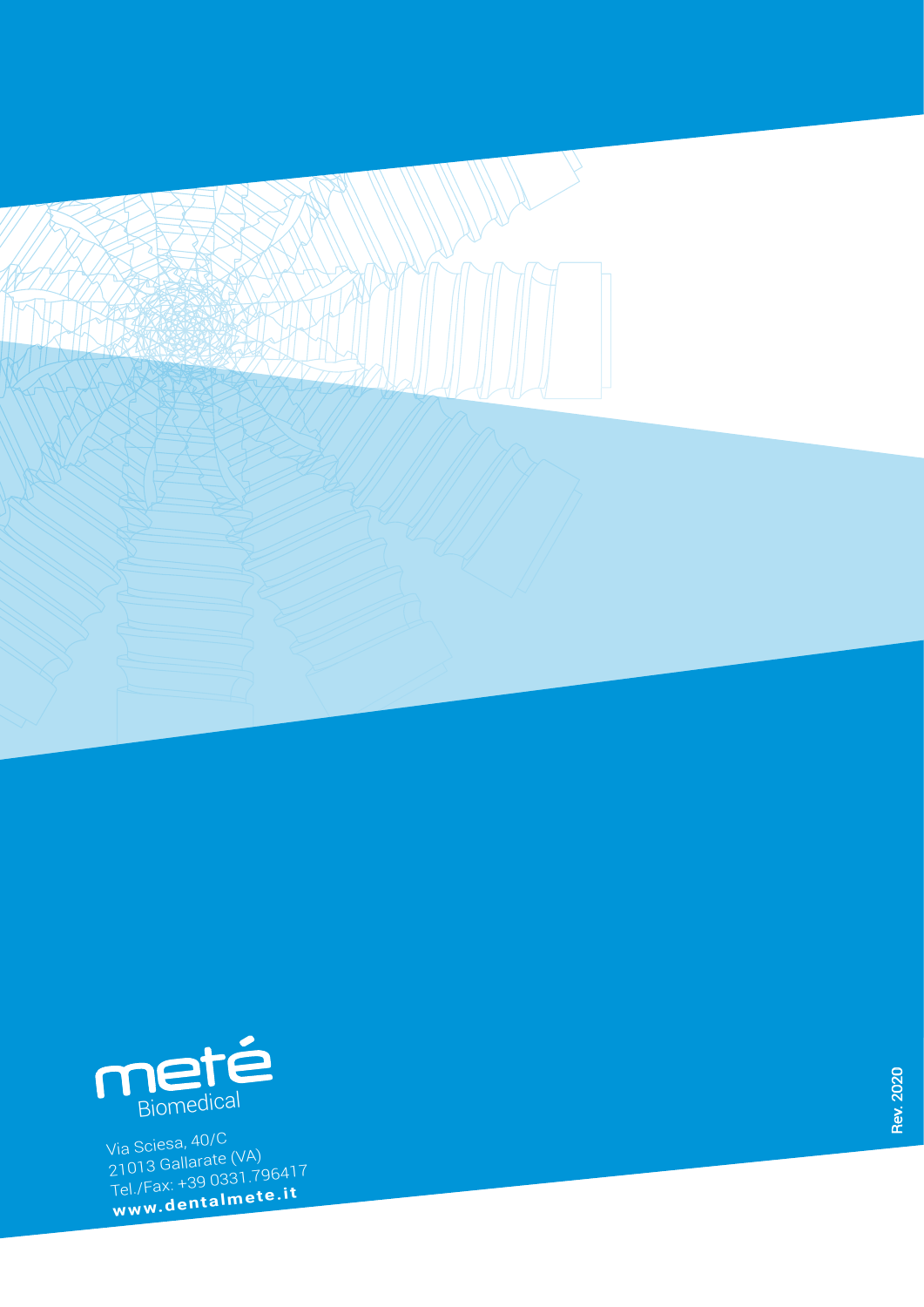meté

Biomedical

Via Sciesa, 40/C
21013 Gallarate (VA)
Tel./Fax: +39 0331.796417
**www.dentalmete.it**

Rev. 2020